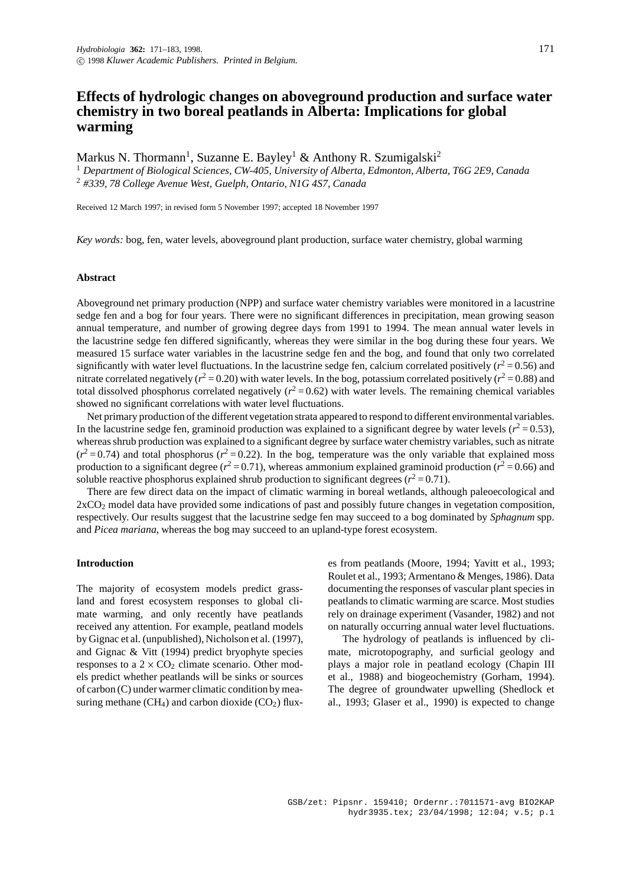# Effects of hydrologic changes on aboveground production and surface water chemistry in two boreal peatlands in Alberta: Implications for global warming

Markus N. Thormann[1], Suzanne E. Bayley[1] & Anthony R. Szumigalski[2]

[1] *Department of Biological Sciences, CW-405, University of Alberta, Edmonton, Alberta, T6G 2E9, Canada*
[2] *#339, 78 College Avenue West, Guelph, Ontario, N1G 4S7, Canada*

Received 12 March 1997; in revised form 5 November 1997; accepted 18 November 1997

*Key words:* bog, fen, water levels, aboveground plant production, surface water chemistry, global warming

## Abstract

Aboveground net primary production (NPP) and surface water chemistry variables were monitored in a lacustrine sedge fen and a bog for four years. There were no significant differences in precipitation, mean growing season annual temperature, and number of growing degree days from 1991 to 1994. The mean annual water levels in the lacustrine sedge fen differed significantly, whereas they were similar in the bog during these four years. We measured 15 surface water variables in the lacustrine sedge fen and the bog, and found that only two correlated significantly with water level fluctuations. In the lacustrine sedge fen, calcium correlated positively ($r^2 = 0.56$) and nitrate correlated negatively ($r^2 = 0.20$) with water levels. In the bog, potassium correlated positively ($r^2 = 0.88$) and total dissolved phosphorus correlated negatively ($r^2 = 0.62$) with water levels. The remaining chemical variables showed no significant correlations with water level fluctuations.

Net primary production of the different vegetation strata appeared to respond to different environmental variables. In the lacustrine sedge fen, graminoid production was explained to a significant degree by water levels ($r^2 = 0.53$), whereas shrub production was explained to a significant degree by surface water chemistry variables, such as nitrate ($r^2 = 0.74$) and total phosphorus ($r^2 = 0.22$). In the bog, temperature was the only variable that explained moss production to a significant degree ($r^2 = 0.71$), whereas ammonium explained graminoid production ($r^2 = 0.66$) and soluble reactive phosphorus explained shrub production to significant degrees ($r^2 = 0.71$).

There are few direct data on the impact of climatic warming in boreal wetlands, although paleoecological and $2xCO_2$ model data have provided some indications of past and possibly future changes in vegetation composition, respectively. Our results suggest that the lacustrine sedge fen may succeed to a bog dominated by *Sphagnum* spp. and *Picea mariana*, whereas the bog may succeed to an upland-type forest ecosystem.

## Introduction

The majority of ecosystem models predict grassland and forest ecosystem responses to global climate warming, and only recently have peatlands received any attention. For example, peatland models by Gignac et al. (unpublished), Nicholson et al. (1997), and Gignac & Vitt (1994) predict bryophyte species responses to a $2 \times CO_2$ climate scenario. Other models predict whether peatlands will be sinks or sources of carbon (C) under warmer climatic condition by measuring methane ($CH_4$) and carbon dioxide ($CO_2$) fluxes from peatlands (Moore, 1994; Yavitt et al., 1993; Roulet et al., 1993; Armentano & Menges, 1986). Data documenting the responses of vascular plant species in peatlands to climatic warming are scarce. Most studies rely on drainage experiment (Vasander, 1982) and not on naturally occurring annual water level fluctuations.

The hydrology of peatlands is influenced by climate, microtopography, and surficial geology and plays a major role in peatland ecology (Chapin III et al., 1988) and biogeochemistry (Gorham, 1994). The degree of groundwater upwelling (Shedlock et al., 1993; Glaser et al., 1990) is expected to change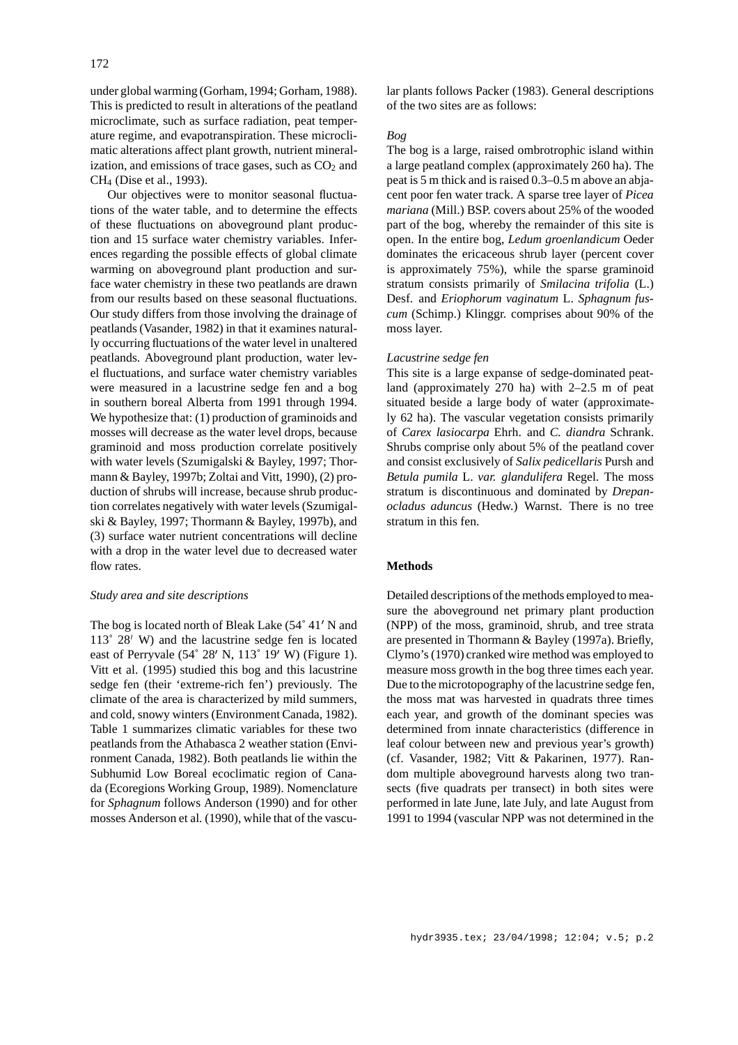under global warming (Gorham, 1994; Gorham, 1988). This is predicted to result in alterations of the peatland microclimate, such as surface radiation, peat temperature regime, and evapotranspiration. These microclimatic alterations affect plant growth, nutrient mineralization, and emissions of trace gases, such as $CO_2$ and $CH_4$ (Dise et al., 1993).

Our objectives were to monitor seasonal fluctuations of the water table, and to determine the effects of these fluctuations on aboveground plant production and 15 surface water chemistry variables. Inferences regarding the possible effects of global climate warming on aboveground plant production and surface water chemistry in these two peatlands are drawn from our results based on these seasonal fluctuations. Our study differs from those involving the drainage of peatlands (Vasander, 1982) in that it examines naturally occurring fluctuations of the water level in unaltered peatlands. Aboveground plant production, water level fluctuations, and surface water chemistry variables were measured in a lacustrine sedge fen and a bog in southern boreal Alberta from 1991 through 1994. We hypothesize that: (1) production of graminoids and mosses will decrease as the water level drops, because graminoid and moss production correlate positively with water levels (Szumigalski & Bayley, 1997; Thormann & Bayley, 1997b; Zoltai and Vitt, 1990), (2) production of shrubs will increase, because shrub production correlates negatively with water levels (Szumigalski & Bayley, 1997; Thormann & Bayley, 1997b), and (3) surface water nutrient concentrations will decline with a drop in the water level due to decreased water flow rates.

### *Study area and site descriptions*

The bog is located north of Bleak Lake (54° 41′ N and 113° 28′ W) and the lacustrine sedge fen is located east of Perryvale (54° 28′ N, 113° 19′ W) (Figure 1). Vitt et al. (1995) studied this bog and this lacustrine sedge fen (their 'extreme-rich fen') previously. The climate of the area is characterized by mild summers, and cold, snowy winters (Environment Canada, 1982). Table 1 summarizes climatic variables for these two peatlands from the Athabasca 2 weather station (Environment Canada, 1982). Both peatlands lie within the Subhumid Low Boreal ecoclimatic region of Canada (Ecoregions Working Group, 1989). Nomenclature for *Sphagnum* follows Anderson (1990) and for other mosses Anderson et al. (1990), while that of the vascular plants follows Packer (1983). General descriptions of the two sites are as follows:

#### *Bog*

The bog is a large, raised ombrotrophic island within a large peatland complex (approximately 260 ha). The peat is 5 m thick and is raised 0.3–0.5 m above an abjacent poor fen water track. A sparse tree layer of *Picea mariana* (Mill.) BSP. covers about 25% of the wooded part of the bog, whereby the remainder of this site is open. In the entire bog, *Ledum groenlandicum* Oeder dominates the ericaceous shrub layer (percent cover is approximately 75%), while the sparse graminoid stratum consists primarily of *Smilacina trifolia* (L.) Desf. and *Eriophorum vaginatum* L. *Sphagnum fuscum* (Schimp.) Klinggr. comprises about 90% of the moss layer.

#### *Lacustrine sedge fen*

This site is a large expanse of sedge-dominated peatland (approximately 270 ha) with 2–2.5 m of peat situated beside a large body of water (approximately 62 ha). The vascular vegetation consists primarily of *Carex lasiocarpa* Ehrh. and *C. diandra* Schrank. Shrubs comprise only about 5% of the peatland cover and consist exclusively of *Salix pedicellaris* Pursh and *Betula pumila* L. *var. glandulifera* Regel. The moss stratum is discontinuous and dominated by *Drepanocladus aduncus* (Hedw.) Warnst. There is no tree stratum in this fen.

## **Methods**

Detailed descriptions of the methods employed to measure the aboveground net primary plant production (NPP) of the moss, graminoid, shrub, and tree strata are presented in Thormann & Bayley (1997a). Briefly, Clymo's (1970) cranked wire method was employed to measure moss growth in the bog three times each year. Due to the microtopography of the lacustrine sedge fen, the moss mat was harvested in quadrats three times each year, and growth of the dominant species was determined from innate characteristics (difference in leaf colour between new and previous year's growth) (cf. Vasander, 1982; Vitt & Pakarinen, 1977). Random multiple aboveground harvests along two transects (five quadrats per transect) in both sites were performed in late June, late July, and late August from 1991 to 1994 (vascular NPP was not determined in the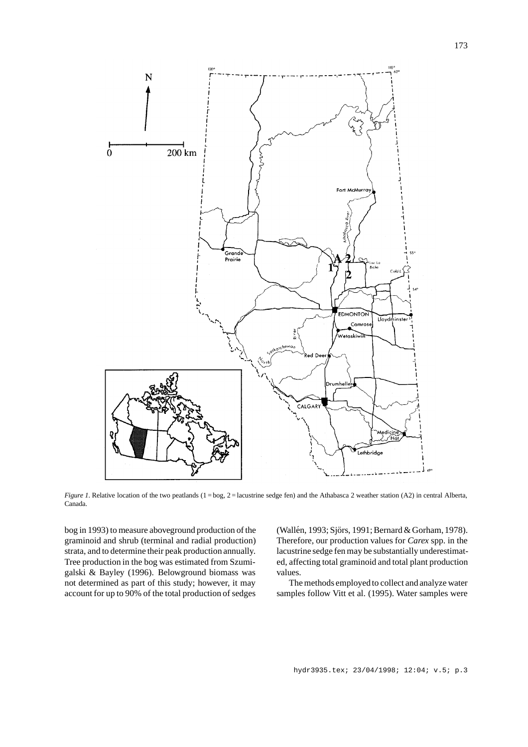*Figure 1*. Relative location of the two peatlands (1 = bog, 2 = lacustrine sedge fen) and the Athabasca 2 weather station (A2) in central Alberta, Canada.

bog in 1993) to measure aboveground production of the graminoid and shrub (terminal and radial production) strata, and to determine their peak production annually. Tree production in the bog was estimated from Szumigalski & Bayley (1996). Belowground biomass was not determined as part of this study; however, it may account for up to 90% of the total production of sedges (Wallén, 1993; Sjörs, 1991; Bernard & Gorham, 1978). Therefore, our production values for *Carex* spp. in the lacustrine sedge fen may be substantially underestimated, affecting total graminoid and total plant production values.

The methods employed to collect and analyze water samples follow Vitt et al. (1995). Water samples were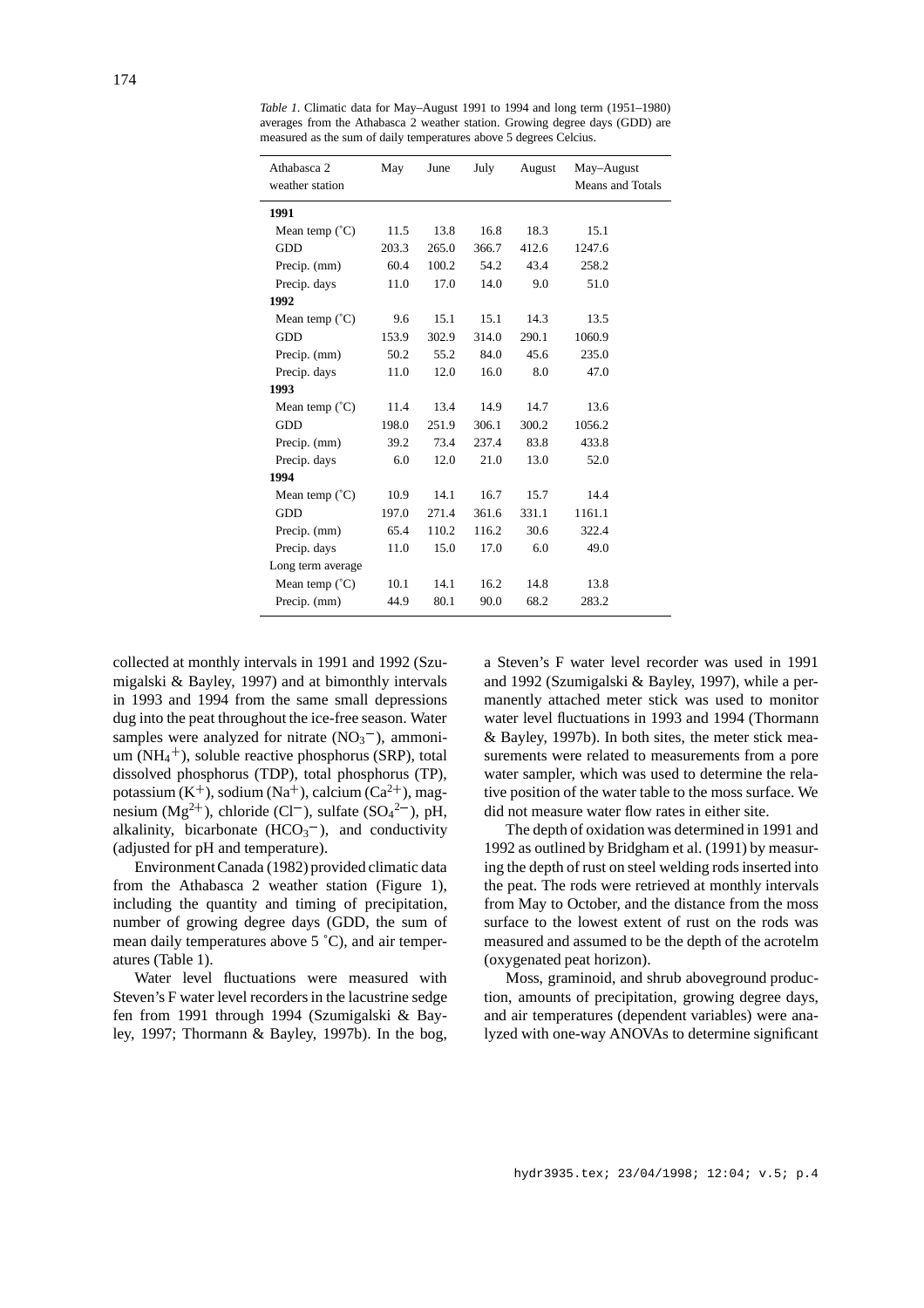*Table 1*. Climatic data for May–August 1991 to 1994 and long term (1951–1980) averages from the Athabasca 2 weather station. Growing degree days (GDD) are measured as the sum of daily temperatures above 5 degrees Celcius.

| Athabasca 2 weather station | May | June | July | August | May–August Means and Totals |
|---|---|---|---|---|---|
| **1991** | | | | | |
| Mean temp (˚C) | 11.5 | 13.8 | 16.8 | 18.3 | 15.1 |
| GDD | 203.3 | 265.0 | 366.7 | 412.6 | 1247.6 |
| Precip. (mm) | 60.4 | 100.2 | 54.2 | 43.4 | 258.2 |
| Precip. days | 11.0 | 17.0 | 14.0 | 9.0 | 51.0 |
| **1992** | | | | | |
| Mean temp (˚C) | 9.6 | 15.1 | 15.1 | 14.3 | 13.5 |
| GDD | 153.9 | 302.9 | 314.0 | 290.1 | 1060.9 |
| Precip. (mm) | 50.2 | 55.2 | 84.0 | 45.6 | 235.0 |
| Precip. days | 11.0 | 12.0 | 16.0 | 8.0 | 47.0 |
| **1993** | | | | | |
| Mean temp (˚C) | 11.4 | 13.4 | 14.9 | 14.7 | 13.6 |
| GDD | 198.0 | 251.9 | 306.1 | 300.2 | 1056.2 |
| Precip. (mm) | 39.2 | 73.4 | 237.4 | 83.8 | 433.8 |
| Precip. days | 6.0 | 12.0 | 21.0 | 13.0 | 52.0 |
| **1994** | | | | | |
| Mean temp (˚C) | 10.9 | 14.1 | 16.7 | 15.7 | 14.4 |
| GDD | 197.0 | 271.4 | 361.6 | 331.1 | 1161.1 |
| Precip. (mm) | 65.4 | 110.2 | 116.2 | 30.6 | 322.4 |
| Precip. days | 11.0 | 15.0 | 17.0 | 6.0 | 49.0 |
| Long term average | | | | | |
| Mean temp (˚C) | 10.1 | 14.1 | 16.2 | 14.8 | 13.8 |
| Precip. (mm) | 44.9 | 80.1 | 90.0 | 68.2 | 283.2 |

collected at monthly intervals in 1991 and 1992 (Szumigalski & Bayley, 1997) and at bimonthly intervals in 1993 and 1994 from the same small depressions dug into the peat throughout the ice-free season. Water samples were analyzed for nitrate ($NO_3^-$), ammonium ($NH_4^+$), soluble reactive phosphorus (SRP), total dissolved phosphorus (TDP), total phosphorus (TP), potassium ($K^+$), sodium ($Na^+$), calcium ($Ca^{2+}$), magnesium ($Mg^{2+}$), chloride ($Cl^-$), sulfate ($SO_4^{2-}$), pH, alkalinity, bicarbonate ($HCO_3^-$), and conductivity (adjusted for pH and temperature).

Environment Canada (1982) provided climatic data from the Athabasca 2 weather station (Figure 1), including the quantity and timing of precipitation, number of growing degree days (GDD, the sum of mean daily temperatures above 5 ˚C), and air temperatures (Table 1).

Water level fluctuations were measured with Steven's F water level recorders in the lacustrine sedge fen from 1991 through 1994 (Szumigalski & Bayley, 1997; Thormann & Bayley, 1997b). In the bog, a Steven's F water level recorder was used in 1991 and 1992 (Szumigalski & Bayley, 1997), while a permanently attached meter stick was used to monitor water level fluctuations in 1993 and 1994 (Thormann & Bayley, 1997b). In both sites, the meter stick measurements were related to measurements from a pore water sampler, which was used to determine the relative position of the water table to the moss surface. We did not measure water flow rates in either site.

The depth of oxidation was determined in 1991 and 1992 as outlined by Bridgham et al. (1991) by measuring the depth of rust on steel welding rods inserted into the peat. The rods were retrieved at monthly intervals from May to October, and the distance from the moss surface to the lowest extent of rust on the rods was measured and assumed to be the depth of the acrotelm (oxygenated peat horizon).

Moss, graminoid, and shrub aboveground production, amounts of precipitation, growing degree days, and air temperatures (dependent variables) were analyzed with one-way ANOVAs to determine significant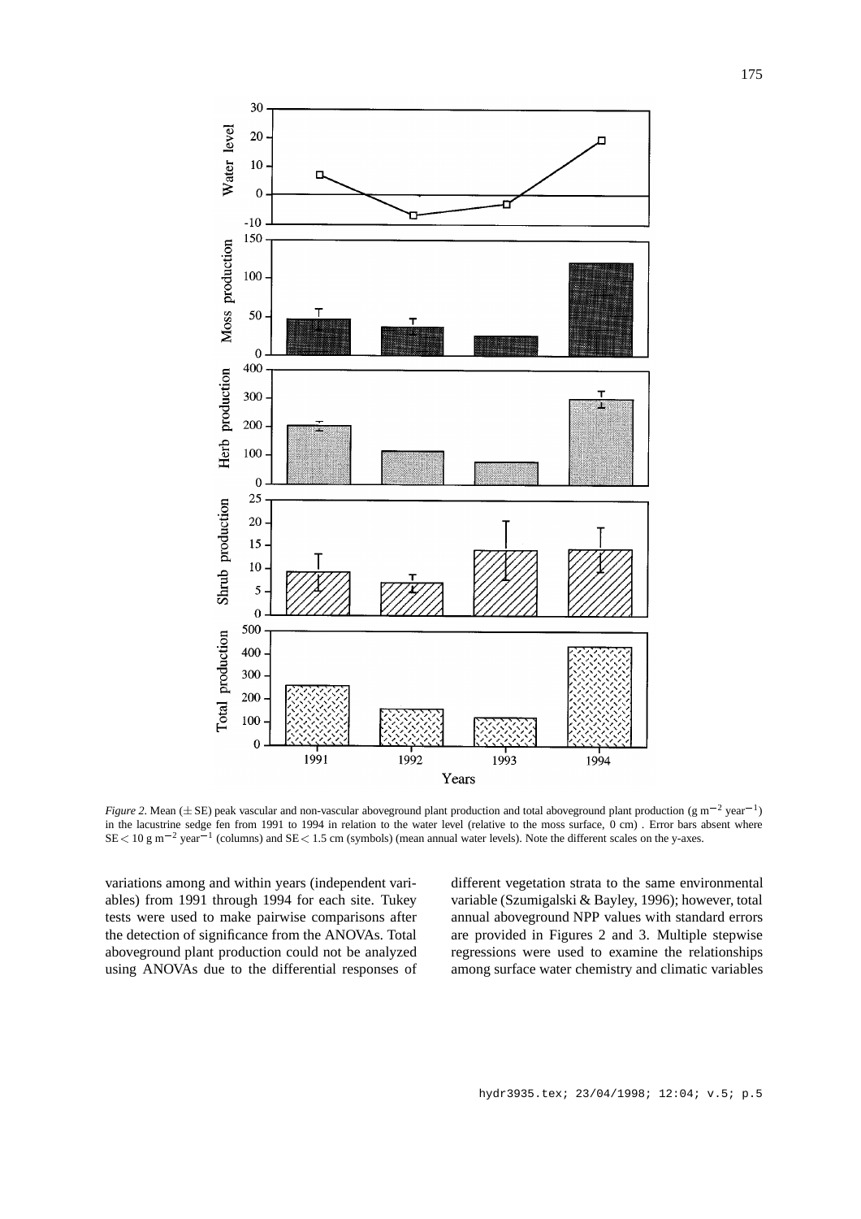*Figure 2*. Mean (± SE) peak vascular and non-vascular aboveground plant production and total aboveground plant production (g $m^{-2}$ $year^{-1}$) in the lacustrine sedge fen from 1991 to 1994 in relation to the water level (relative to the moss surface, 0 cm) . Error bars absent where SE $<$ 10 g $m^{-2}$ $year^{-1}$ (columns) and SE $<$ 1.5 cm (symbols) (mean annual water levels). Note the different scales on the y-axes.

variations among and within years (independent variables) from 1991 through 1994 for each site. Tukey tests were used to make pairwise comparisons after the detection of significance from the ANOVAs. Total aboveground plant production could not be analyzed using ANOVAs due to the differential responses of different vegetation strata to the same environmental variable (Szumigalski & Bayley, 1996); however, total annual aboveground NPP values with standard errors are provided in Figures 2 and 3. Multiple stepwise regressions were used to examine the relationships among surface water chemistry and climatic variables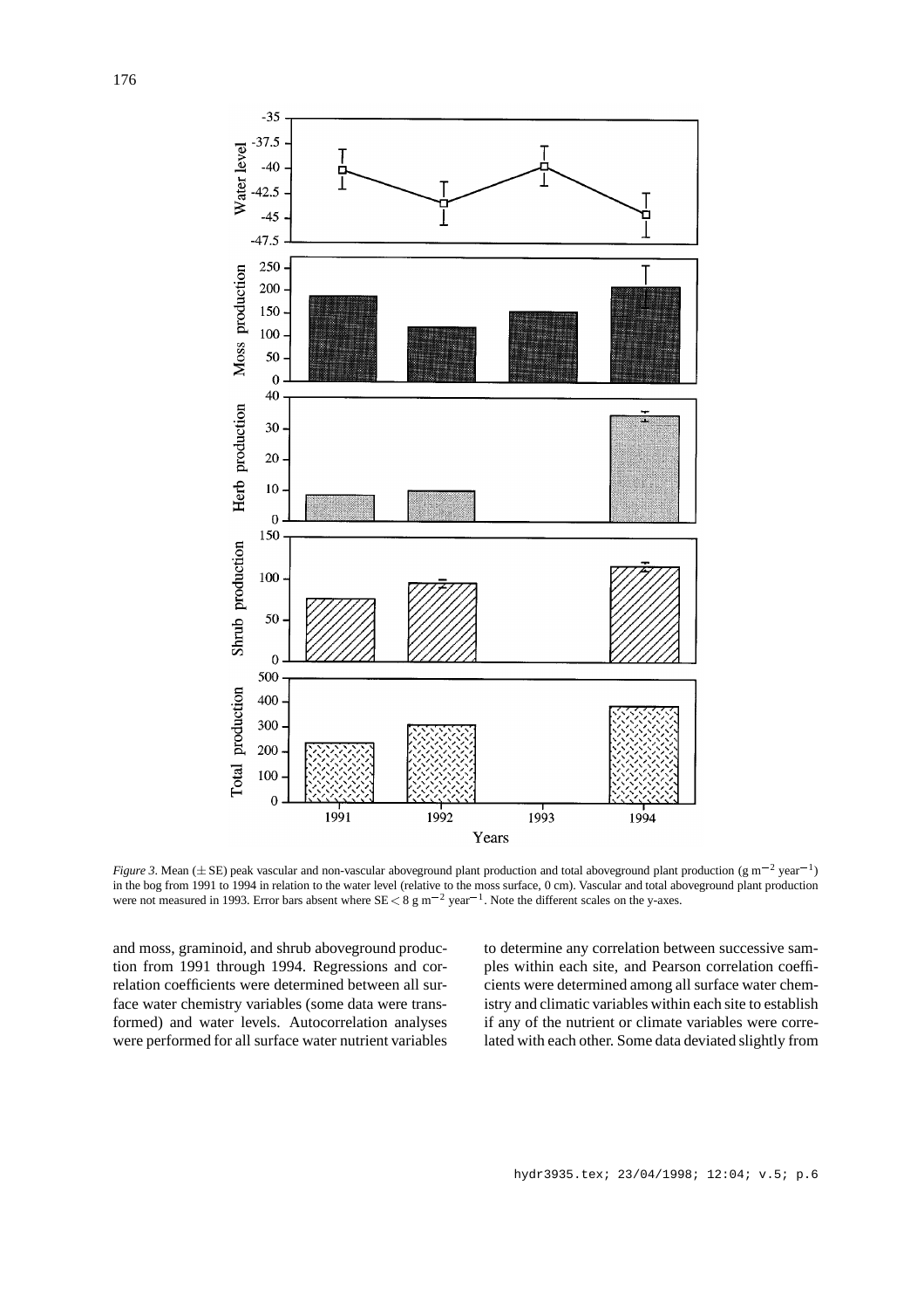*Figure 3*. Mean (± SE) peak vascular and non-vascular aboveground plant production and total aboveground plant production (g $m^{-2}$ $year^{-1}$) in the bog from 1991 to 1994 in relation to the water level (relative to the moss surface, 0 cm). Vascular and total aboveground plant production were not measured in 1993. Error bars absent where SE < 8 g $m^{-2}$ $year^{-1}$. Note the different scales on the y-axes.

and moss, graminoid, and shrub aboveground production from 1991 through 1994. Regressions and correlation coefficients were determined between all surface water chemistry variables (some data were transformed) and water levels. Autocorrelation analyses were performed for all surface water nutrient variables to determine any correlation between successive samples within each site, and Pearson correlation coefficients were determined among all surface water chemistry and climatic variables within each site to establish if any of the nutrient or climate variables were correlated with each other. Some data deviated slightly from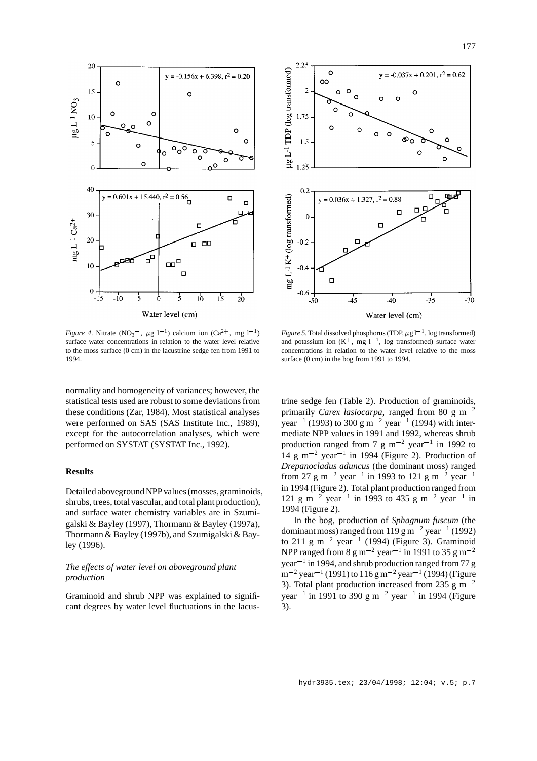*Figure 4*. Nitrate ($NO_3^-$, $\mu$g $l^{-1}$) calcium ion ($Ca^{2+}$, mg $l^{-1}$) surface water concentrations in relation to the water level relative to the moss surface (0 cm) in the lacustrine sedge fen from 1991 to 1994.

*Figure 5*. Total dissolved phosphorus (TDP, $\mu$g $l^{-1}$, log transformed) and potassium ion ($K^+$, mg $l^{-1}$, log transformed) surface water concentrations in relation to the water level relative to the moss surface (0 cm) in the bog from 1991 to 1994.

normality and homogeneity of variances; however, the statistical tests used are robust to some deviations from these conditions (Zar, 1984). Most statistical analyses were performed on SAS (SAS Institute Inc., 1989), except for the autocorrelation analyses, which were performed on SYSTAT (SYSTAT Inc., 1992).

## Results

Detailed aboveground NPP values (mosses, graminoids, shrubs, trees, total vascular, and total plant production), and surface water chemistry variables are in Szumigalski & Bayley (1997), Thormann & Bayley (1997a), Thormann & Bayley (1997b), and Szumigalski & Bayley (1996).

### *The effects of water level on aboveground plant production*

Graminoid and shrub NPP was explained to significant degrees by water level fluctuations in the lacustrine sedge fen (Table 2). Production of graminoids, primarily *Carex lasiocarpa*, ranged from 80 g $m^{-2}$ $year^{-1}$ (1993) to 300 g $m^{-2}$ $year^{-1}$ (1994) with intermediate NPP values in 1991 and 1992, whereas shrub production ranged from 7 g $m^{-2}$ $year^{-1}$ in 1992 to 14 g $m^{-2}$ $year^{-1}$ in 1994 (Figure 2). Production of *Drepanocladus aduncus* (the dominant moss) ranged from 27 g $m^{-2}$ $year^{-1}$ in 1993 to 121 g $m^{-2}$ $year^{-1}$ in 1994 (Figure 2). Total plant production ranged from 121 g $m^{-2}$ $year^{-1}$ in 1993 to 435 g $m^{-2}$ $year^{-1}$ in 1994 (Figure 2).

In the bog, production of *Sphagnum fuscum* (the dominant moss) ranged from 119 g $m^{-2}$ $year^{-1}$ (1992) to 211 g $m^{-2}$ $year^{-1}$ (1994) (Figure 3). Graminoid NPP ranged from 8 g $m^{-2}$ $year^{-1}$ in 1991 to 35 g $m^{-2}$ $year^{-1}$ in 1994, and shrub production ranged from 77 g $m^{-2}$ $year^{-1}$ (1991) to 116 g $m^{-2}$ $year^{-1}$ (1994) (Figure 3). Total plant production increased from 235 g $m^{-2}$ $year^{-1}$ in 1991 to 390 g $m^{-2}$ $year^{-1}$ in 1994 (Figure 3).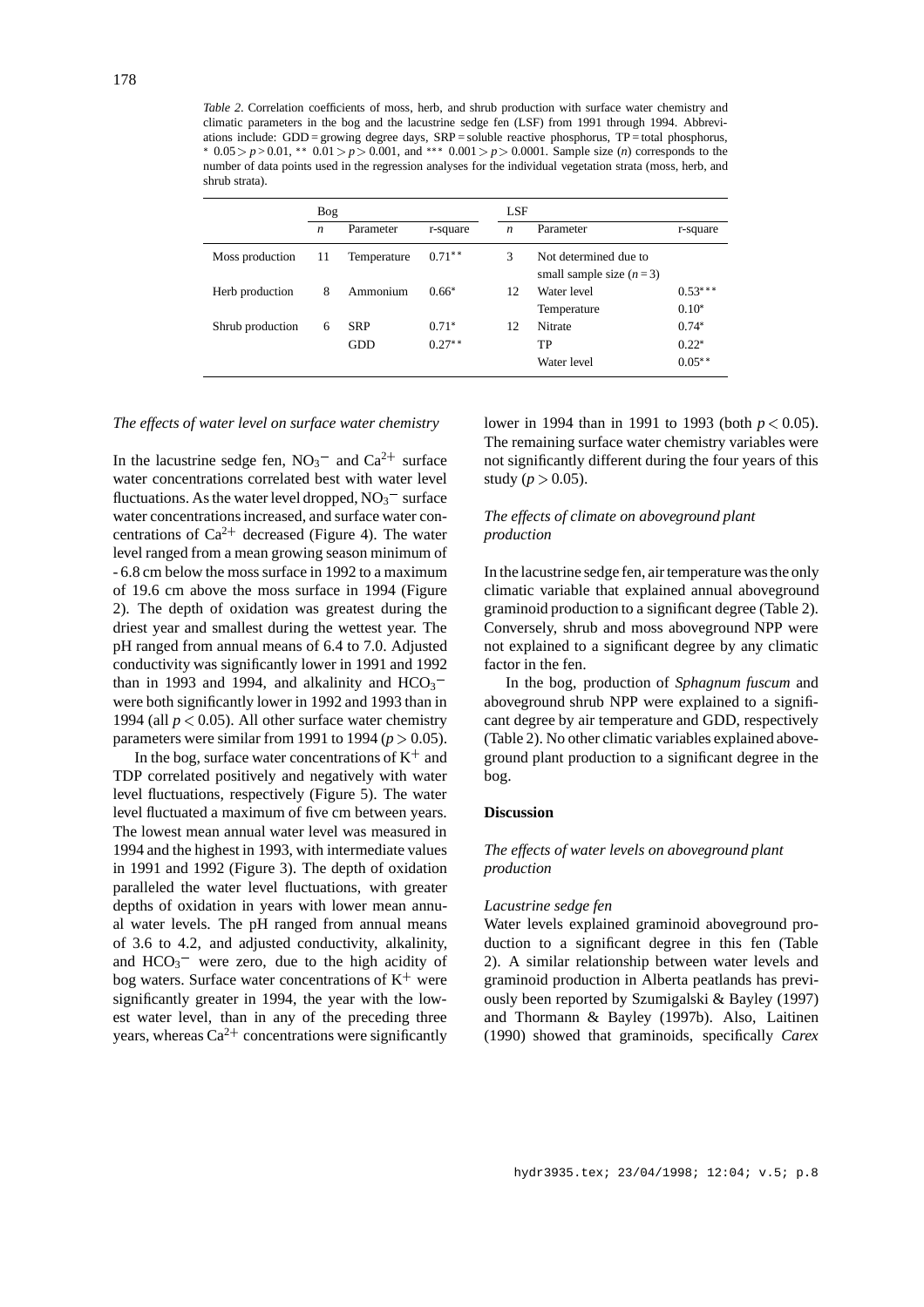*Table 2*. Correlation coefficients of moss, herb, and shrub production with surface water chemistry and climatic parameters in the bog and the lacustrine sedge fen (LSF) from 1991 through 1994. Abbreviations include: GDD = growing degree days, SRP = soluble reactive phosphorus, TP = total phosphorus, * $0.05 > p > 0.01$, ** $0.01 > p > 0.001$, and *** $0.001 > p > 0.0001$. Sample size ($n$) corresponds to the number of data points used in the regression analyses for the individual vegetation strata (moss, herb, and shrub strata).

| | Bog | | | LSF | | |
|---|---|---|---|---|---|---|
| | $n$ | Parameter | r-square | $n$ | Parameter | r-square |
| Moss production | 11 | Temperature | 0.71** | 3 | Not determined due to small sample size ($n = 3$) | |
| Herb production | 8 | Ammonium | 0.66* | 12 | Water level | 0.53*** |
| | | | | | Temperature | 0.10* |
| Shrub production | 6 | SRP | 0.71* | 12 | Nitrate | 0.74* |
| | | GDD | 0.27** | | TP | 0.22* |
| | | | | | Water level | 0.05** |

### *The effects of water level on surface water chemistry*

In the lacustrine sedge fen, $NO_3^-$ and $Ca^{2+}$ surface water concentrations correlated best with water level fluctuations. As the water level dropped, $NO_3^-$ surface water concentrations increased, and surface water concentrations of $Ca^{2+}$ decreased (Figure 4). The water level ranged from a mean growing season minimum of - 6.8 cm below the moss surface in 1992 to a maximum of 19.6 cm above the moss surface in 1994 (Figure 2). The depth of oxidation was greatest during the driest year and smallest during the wettest year. The pH ranged from annual means of 6.4 to 7.0. Adjusted conductivity was significantly lower in 1991 and 1992 than in 1993 and 1994, and alkalinity and $HCO_3^-$ were both significantly lower in 1992 and 1993 than in 1994 (all $p < 0.05$). All other surface water chemistry parameters were similar from 1991 to 1994 ($p > 0.05$).

In the bog, surface water concentrations of $K^+$ and TDP correlated positively and negatively with water level fluctuations, respectively (Figure 5). The water level fluctuated a maximum of five cm between years. The lowest mean annual water level was measured in 1994 and the highest in 1993, with intermediate values in 1991 and 1992 (Figure 3). The depth of oxidation paralleled the water level fluctuations, with greater depths of oxidation in years with lower mean annual water levels. The pH ranged from annual means of 3.6 to 4.2, and adjusted conductivity, alkalinity, and $HCO_3^-$ were zero, due to the high acidity of bog waters. Surface water concentrations of $K^+$ were significantly greater in 1994, the year with the lowest water level, than in any of the preceding three years, whereas $Ca^{2+}$ concentrations were significantly lower in 1994 than in 1991 to 1993 (both $p < 0.05$). The remaining surface water chemistry variables were not significantly different during the four years of this study ($p > 0.05$).

### *The effects of climate on aboveground plant production*

In the lacustrine sedge fen, air temperature was the only climatic variable that explained annual aboveground graminoid production to a significant degree (Table 2). Conversely, shrub and moss aboveground NPP were not explained to a significant degree by any climatic factor in the fen.

In the bog, production of *Sphagnum fuscum* and aboveground shrub NPP were explained to a significant degree by air temperature and GDD, respectively (Table 2). No other climatic variables explained aboveground plant production to a significant degree in the bog.

## Discussion

### *The effects of water levels on aboveground plant production*

#### *Lacustrine sedge fen*

Water levels explained graminoid aboveground production to a significant degree in this fen (Table 2). A similar relationship between water levels and graminoid production in Alberta peatlands has previously been reported by Szumigalski & Bayley (1997) and Thormann & Bayley (1997b). Also, Laitinen (1990) showed that graminoids, specifically *Carex*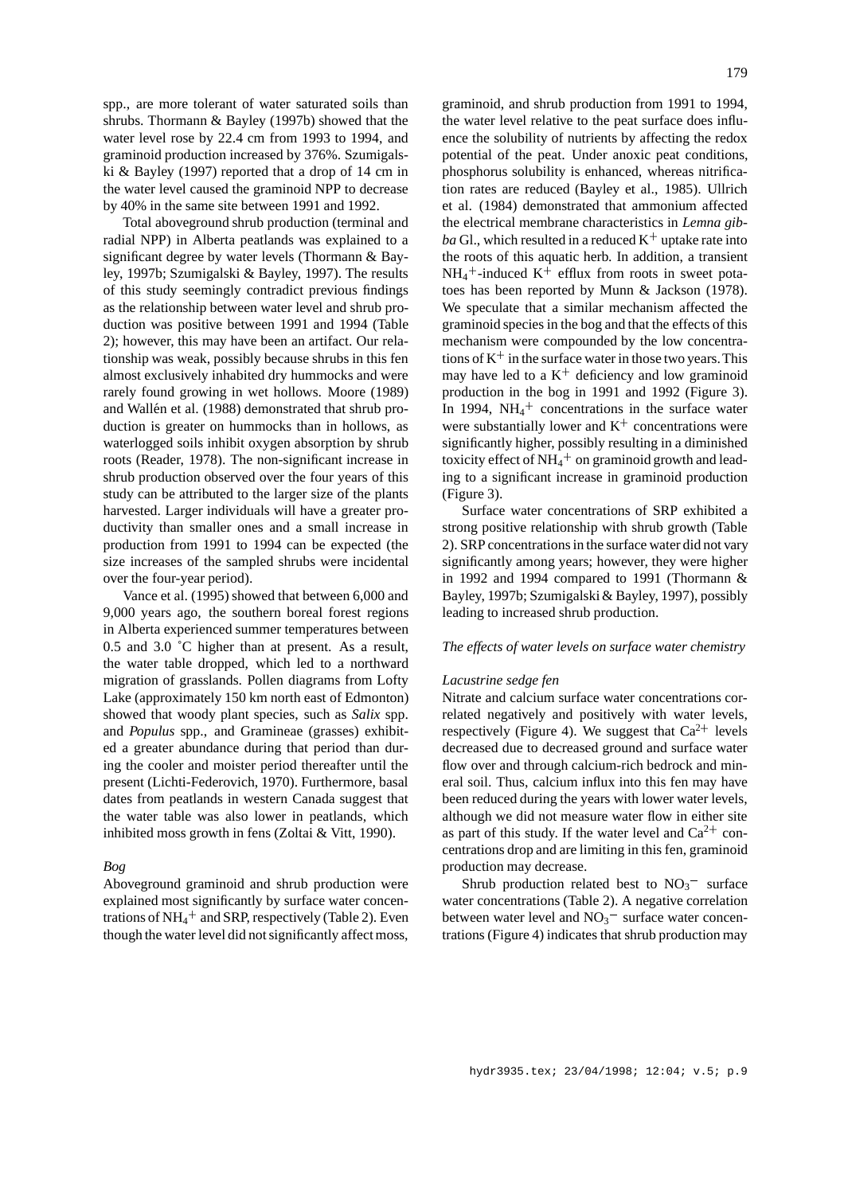spp., are more tolerant of water saturated soils than shrubs. Thormann & Bayley (1997b) showed that the water level rose by 22.4 cm from 1993 to 1994, and graminoid production increased by 376%. Szumigalski & Bayley (1997) reported that a drop of 14 cm in the water level caused the graminoid NPP to decrease by 40% in the same site between 1991 and 1992.

Total aboveground shrub production (terminal and radial NPP) in Alberta peatlands was explained to a significant degree by water levels (Thormann & Bayley, 1997b; Szumigalski & Bayley, 1997). The results of this study seemingly contradict previous findings as the relationship between water level and shrub production was positive between 1991 and 1994 (Table 2); however, this may have been an artifact. Our relationship was weak, possibly because shrubs in this fen almost exclusively inhabited dry hummocks and were rarely found growing in wet hollows. Moore (1989) and Wallén et al. (1988) demonstrated that shrub production is greater on hummocks than in hollows, as waterlogged soils inhibit oxygen absorption by shrub roots (Reader, 1978). The non-significant increase in shrub production observed over the four years of this study can be attributed to the larger size of the plants harvested. Larger individuals will have a greater productivity than smaller ones and a small increase in production from 1991 to 1994 can be expected (the size increases of the sampled shrubs were incidental over the four-year period).

Vance et al. (1995) showed that between 6,000 and 9,000 years ago, the southern boreal forest regions in Alberta experienced summer temperatures between 0.5 and 3.0 °C higher than at present. As a result, the water table dropped, which led to a northward migration of grasslands. Pollen diagrams from Lofty Lake (approximately 150 km north east of Edmonton) showed that woody plant species, such as *Salix* spp. and *Populus* spp., and Gramineae (grasses) exhibited a greater abundance during that period than during the cooler and moister period thereafter until the present (Lichti-Federovich, 1970). Furthermore, basal dates from peatlands in western Canada suggest that the water table was also lower in peatlands, which inhibited moss growth in fens (Zoltai & Vitt, 1990).

*Bog*

Aboveground graminoid and shrub production were explained most significantly by surface water concentrations of $NH_4^+$ and SRP, respectively (Table 2). Even though the water level did not significantly affect moss, graminoid, and shrub production from 1991 to 1994, the water level relative to the peat surface does influence the solubility of nutrients by affecting the redox potential of the peat. Under anoxic peat conditions, phosphorus solubility is enhanced, whereas nitrification rates are reduced (Bayley et al., 1985). Ullrich et al. (1984) demonstrated that ammonium affected the electrical membrane characteristics in *Lemna gibba* Gl., which resulted in a reduced $K^+$ uptake rate into the roots of this aquatic herb. In addition, a transient $NH_4^+$-induced $K^+$ efflux from roots in sweet potatoes has been reported by Munn & Jackson (1978). We speculate that a similar mechanism affected the graminoid species in the bog and that the effects of this mechanism were compounded by the low concentrations of $K^+$ in the surface water in those two years. This may have led to a $K^+$ deficiency and low graminoid production in the bog in 1991 and 1992 (Figure 3). In 1994, $NH_4^+$ concentrations in the surface water were substantially lower and $K^+$ concentrations were significantly higher, possibly resulting in a diminished toxicity effect of $NH_4^+$ on graminoid growth and leading to a significant increase in graminoid production (Figure 3).

Surface water concentrations of SRP exhibited a strong positive relationship with shrub growth (Table 2). SRP concentrations in the surface water did not vary significantly among years; however, they were higher in 1992 and 1994 compared to 1991 (Thormann & Bayley, 1997b; Szumigalski & Bayley, 1997), possibly leading to increased shrub production.

*The effects of water levels on surface water chemistry*

*Lacustrine sedge fen*

Nitrate and calcium surface water concentrations correlated negatively and positively with water levels, respectively (Figure 4). We suggest that $Ca^{2+}$ levels decreased due to decreased ground and surface water flow over and through calcium-rich bedrock and mineral soil. Thus, calcium influx into this fen may have been reduced during the years with lower water levels, although we did not measure water flow in either site as part of this study. If the water level and $Ca^{2+}$ concentrations drop and are limiting in this fen, graminoid production may decrease.

Shrub production related best to $NO_3^-$ surface water concentrations (Table 2). A negative correlation between water level and $NO_3^-$ surface water concentrations (Figure 4) indicates that shrub production may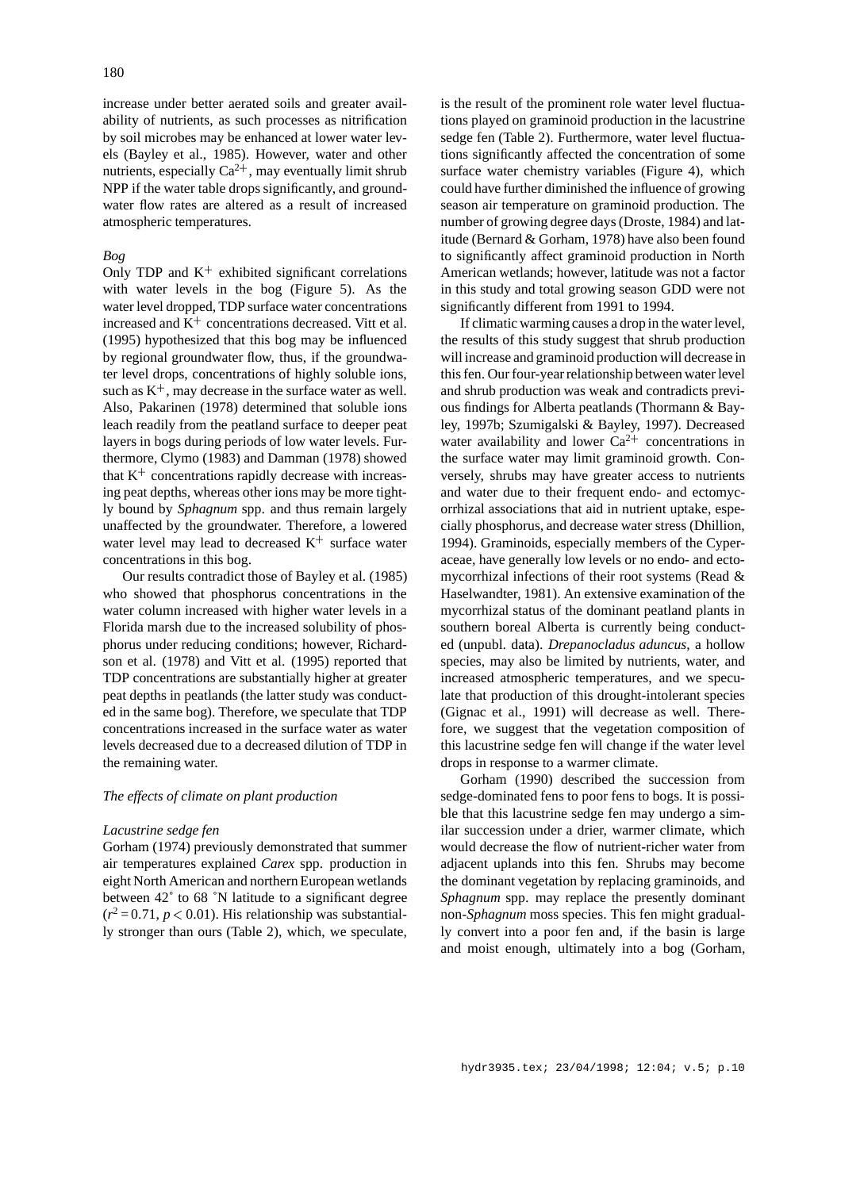increase under better aerated soils and greater availability of nutrients, as such processes as nitrification by soil microbes may be enhanced at lower water levels (Bayley et al., 1985). However, water and other nutrients, especially $Ca^{2+}$, may eventually limit shrub NPP if the water table drops significantly, and groundwater flow rates are altered as a result of increased atmospheric temperatures.

*Bog*

Only TDP and $K^{+}$ exhibited significant correlations with water levels in the bog (Figure 5). As the water level dropped, TDP surface water concentrations increased and $K^{+}$ concentrations decreased. Vitt et al. (1995) hypothesized that this bog may be influenced by regional groundwater flow, thus, if the groundwater level drops, concentrations of highly soluble ions, such as $K^{+}$, may decrease in the surface water as well. Also, Pakarinen (1978) determined that soluble ions leach readily from the peatland surface to deeper peat layers in bogs during periods of low water levels. Furthermore, Clymo (1983) and Damman (1978) showed that $K^{+}$ concentrations rapidly decrease with increasing peat depths, whereas other ions may be more tightly bound by *Sphagnum* spp. and thus remain largely unaffected by the groundwater. Therefore, a lowered water level may lead to decreased $K^{+}$ surface water concentrations in this bog.

Our results contradict those of Bayley et al. (1985) who showed that phosphorus concentrations in the water column increased with higher water levels in a Florida marsh due to the increased solubility of phosphorus under reducing conditions; however, Richardson et al. (1978) and Vitt et al. (1995) reported that TDP concentrations are substantially higher at greater peat depths in peatlands (the latter study was conducted in the same bog). Therefore, we speculate that TDP concentrations increased in the surface water as water levels decreased due to a decreased dilution of TDP in the remaining water.

*The effects of climate on plant production*

*Lacustrine sedge fen*

Gorham (1974) previously demonstrated that summer air temperatures explained *Carex* spp. production in eight North American and northern European wetlands between 42° to 68 °N latitude to a significant degree ($r^2 = 0.71$, $p < 0.01$). His relationship was substantially stronger than ours (Table 2), which, we speculate, is the result of the prominent role water level fluctuations played on graminoid production in the lacustrine sedge fen (Table 2). Furthermore, water level fluctuations significantly affected the concentration of some surface water chemistry variables (Figure 4), which could have further diminished the influence of growing season air temperature on graminoid production. The number of growing degree days (Droste, 1984) and latitude (Bernard & Gorham, 1978) have also been found to significantly affect graminoid production in North American wetlands; however, latitude was not a factor in this study and total growing season GDD were not significantly different from 1991 to 1994.

If climatic warming causes a drop in the water level, the results of this study suggest that shrub production will increase and graminoid production will decrease in this fen. Our four-year relationship between water level and shrub production was weak and contradicts previous findings for Alberta peatlands (Thormann & Bayley, 1997b; Szumigalski & Bayley, 1997). Decreased water availability and lower $Ca^{2+}$ concentrations in the surface water may limit graminoid growth. Conversely, shrubs may have greater access to nutrients and water due to their frequent endo- and ectomycorrhizal associations that aid in nutrient uptake, especially phosphorus, and decrease water stress (Dhillion, 1994). Graminoids, especially members of the Cyperaceae, have generally low levels or no endo- and ectomycorrhizal infections of their root systems (Read & Haselwandter, 1981). An extensive examination of the mycorrhizal status of the dominant peatland plants in southern boreal Alberta is currently being conducted (unpubl. data). *Drepanocladus aduncus*, a hollow species, may also be limited by nutrients, water, and increased atmospheric temperatures, and we speculate that production of this drought-intolerant species (Gignac et al., 1991) will decrease as well. Therefore, we suggest that the vegetation composition of this lacustrine sedge fen will change if the water level drops in response to a warmer climate.

Gorham (1990) described the succession from sedge-dominated fens to poor fens to bogs. It is possible that this lacustrine sedge fen may undergo a similar succession under a drier, warmer climate, which would decrease the flow of nutrient-richer water from adjacent uplands into this fen. Shrubs may become the dominant vegetation by replacing graminoids, and *Sphagnum* spp. may replace the presently dominant non-*Sphagnum* moss species. This fen might gradually convert into a poor fen and, if the basin is large and moist enough, ultimately into a bog (Gorham,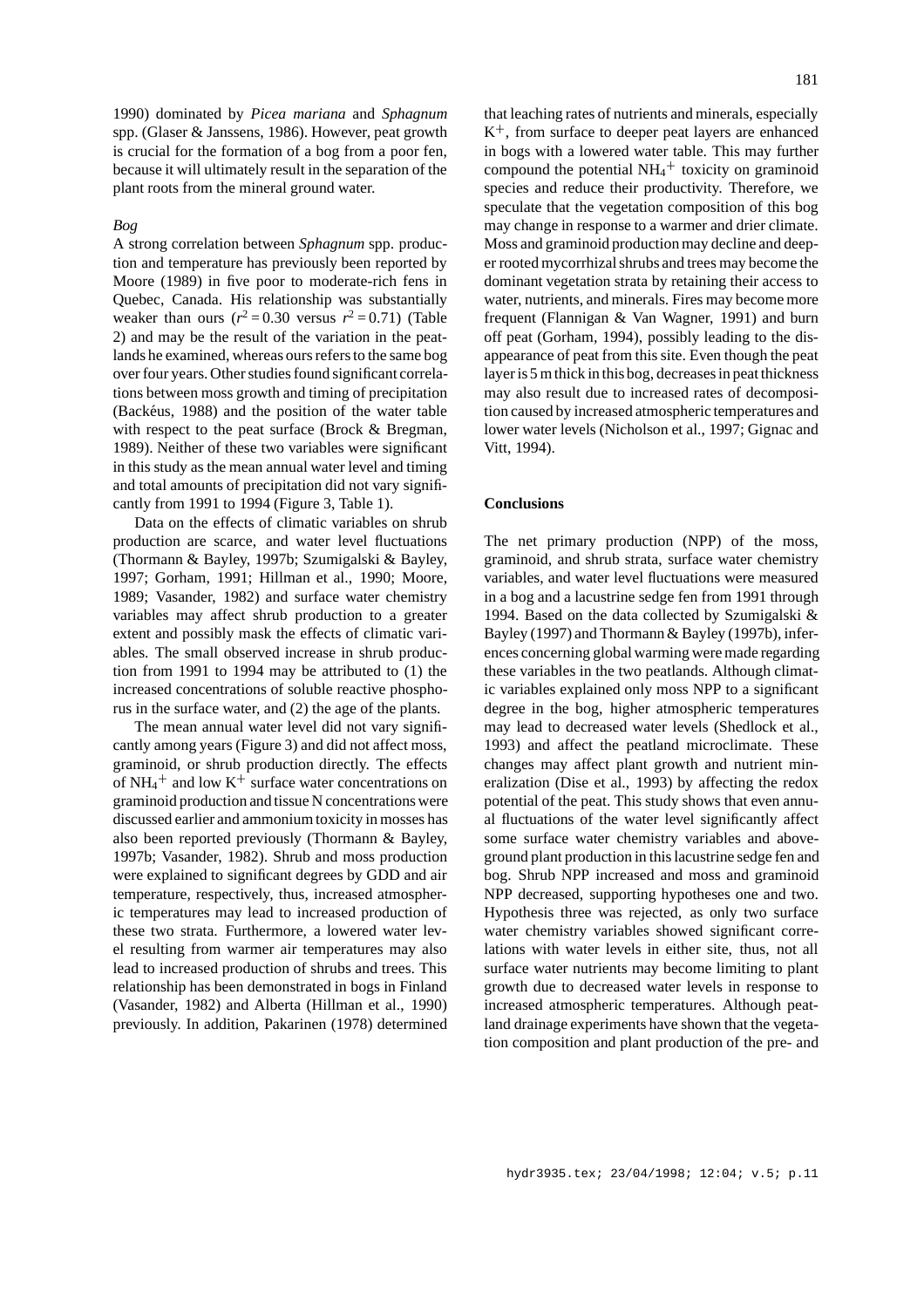1990) dominated by *Picea mariana* and *Sphagnum* spp. (Glaser & Janssens, 1986). However, peat growth is crucial for the formation of a bog from a poor fen, because it will ultimately result in the separation of the plant roots from the mineral ground water.

### *Bog*

A strong correlation between *Sphagnum* spp. production and temperature has previously been reported by Moore (1989) in five poor to moderate-rich fens in Quebec, Canada. His relationship was substantially weaker than ours ($r^2 = 0.30$ versus $r^2 = 0.71$) (Table 2) and may be the result of the variation in the peatlands he examined, whereas ours refers to the same bog over four years. Other studies found significant correlations between moss growth and timing of precipitation (Backéus, 1988) and the position of the water table with respect to the peat surface (Brock & Bregman, 1989). Neither of these two variables were significant in this study as the mean annual water level and timing and total amounts of precipitation did not vary significantly from 1991 to 1994 (Figure 3, Table 1).

Data on the effects of climatic variables on shrub production are scarce, and water level fluctuations (Thormann & Bayley, 1997b; Szumigalski & Bayley, 1997; Gorham, 1991; Hillman et al., 1990; Moore, 1989; Vasander, 1982) and surface water chemistry variables may affect shrub production to a greater extent and possibly mask the effects of climatic variables. The small observed increase in shrub production from 1991 to 1994 may be attributed to (1) the increased concentrations of soluble reactive phosphorus in the surface water, and (2) the age of the plants.

The mean annual water level did not vary significantly among years (Figure 3) and did not affect moss, graminoid, or shrub production directly. The effects of $NH_4^+$ and low $K^+$ surface water concentrations on graminoid production and tissue N concentrations were discussed earlier and ammonium toxicity in mosses has also been reported previously (Thormann & Bayley, 1997b; Vasander, 1982). Shrub and moss production were explained to significant degrees by GDD and air temperature, respectively, thus, increased atmospheric temperatures may lead to increased production of these two strata. Furthermore, a lowered water level resulting from warmer air temperatures may also lead to increased production of shrubs and trees. This relationship has been demonstrated in bogs in Finland (Vasander, 1982) and Alberta (Hillman et al., 1990) previously. In addition, Pakarinen (1978) determined that leaching rates of nutrients and minerals, especially $K^+$, from surface to deeper peat layers are enhanced in bogs with a lowered water table. This may further compound the potential $NH_4^+$ toxicity on graminoid species and reduce their productivity. Therefore, we speculate that the vegetation composition of this bog may change in response to a warmer and drier climate. Moss and graminoid production may decline and deeper rooted mycorrhizal shrubs and trees may become the dominant vegetation strata by retaining their access to water, nutrients, and minerals. Fires may become more frequent (Flannigan & Van Wagner, 1991) and burn off peat (Gorham, 1994), possibly leading to the disappearance of peat from this site. Even though the peat layer is 5 m thick in this bog, decreases in peat thickness may also result due to increased rates of decomposition caused by increased atmospheric temperatures and lower water levels (Nicholson et al., 1997; Gignac and Vitt, 1994).

## **Conclusions**

The net primary production (NPP) of the moss, graminoid, and shrub strata, surface water chemistry variables, and water level fluctuations were measured in a bog and a lacustrine sedge fen from 1991 through 1994. Based on the data collected by Szumigalski & Bayley (1997) and Thormann & Bayley (1997b), inferences concerning global warming were made regarding these variables in the two peatlands. Although climatic variables explained only moss NPP to a significant degree in the bog, higher atmospheric temperatures may lead to decreased water levels (Shedlock et al., 1993) and affect the peatland microclimate. These changes may affect plant growth and nutrient mineralization (Dise et al., 1993) by affecting the redox potential of the peat. This study shows that even annual fluctuations of the water level significantly affect some surface water chemistry variables and aboveground plant production in this lacustrine sedge fen and bog. Shrub NPP increased and moss and graminoid NPP decreased, supporting hypotheses one and two. Hypothesis three was rejected, as only two surface water chemistry variables showed significant correlations with water levels in either site, thus, not all surface water nutrients may become limiting to plant growth due to decreased water levels in response to increased atmospheric temperatures. Although peatland drainage experiments have shown that the vegetation composition and plant production of the pre- and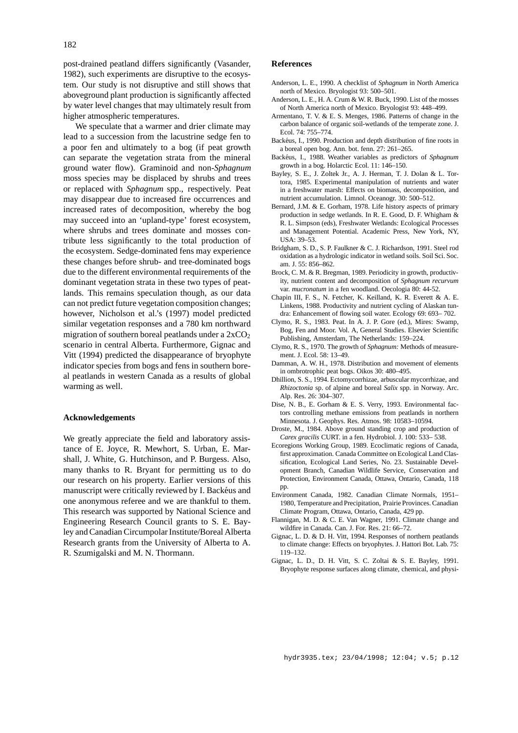post-drained peatland differs significantly (Vasander, 1982), such experiments are disruptive to the ecosystem. Our study is not disruptive and still shows that aboveground plant production is significantly affected by water level changes that may ultimately result from higher atmospheric temperatures.

We speculate that a warmer and drier climate may lead to a succession from the lacustrine sedge fen to a poor fen and ultimately to a bog (if peat growth can separate the vegetation strata from the mineral ground water flow). Graminoid and non-*Sphagnum* moss species may be displaced by shrubs and trees or replaced with *Sphagnum* spp., respectively. Peat may disappear due to increased fire occurrences and increased rates of decomposition, whereby the bog may succeed into an 'upland-type' forest ecosystem, where shrubs and trees dominate and mosses contribute less significantly to the total production of the ecosystem. Sedge-dominated fens may experience these changes before shrub- and tree-dominated bogs due to the different environmental requirements of the dominant vegetation strata in these two types of peatlands. This remains speculation though, as our data can not predict future vegetation composition changes; however, Nicholson et al.'s (1997) model predicted similar vegetation responses and a 780 km northward migration of southern boreal peatlands under a $2xCO_2$ scenario in central Alberta. Furthermore, Gignac and Vitt (1994) predicted the disappearance of bryophyte indicator species from bogs and fens in southern boreal peatlands in western Canada as a results of global warming as well.

## Acknowledgements

We greatly appreciate the field and laboratory assistance of E. Joyce, R. Mewhort, S. Urban, E. Marshall, J. White, G. Hutchinson, and P. Burgess. Also, many thanks to R. Bryant for permitting us to do our research on his property. Earlier versions of this manuscript were critically reviewed by I. Backéus and one anonymous referee and we are thankful to them. This research was supported by National Science and Engineering Research Council grants to S. E. Bayley and Canadian Circumpolar Institute/Boreal Alberta Research grants from the University of Alberta to A. R. Szumigalski and M. N. Thormann.

## References

Anderson, L. E., 1990. A checklist of *Sphagnum* in North America north of Mexico. Bryologist 93: 500–501.

Anderson, L. E., H. A. Crum & W. R. Buck, 1990. List of the mosses of North America north of Mexico. Bryologist 93: 448–499.

Armentano, T. V. & E. S. Menges, 1986. Patterns of change in the carbon balance of organic soil-wetlands of the temperate zone. J. Ecol. 74: 755–774.

Backéus, I., 1990. Production and depth distribution of fine roots in a boreal open bog. Ann. bot. fenn. 27: 261–265.

Backéus, I., 1988. Weather variables as predictors of *Sphagnum* growth in a bog. Holarctic Ecol. 11: 146–150.

Bayley, S. E., J. Zoltek Jr., A. J. Herman, T. J. Dolan & L. Tortora, 1985. Experimental manipulation of nutrients and water in a freshwater marsh: Effects on biomass, decomposition, and nutrient accumulation. Limnol. Oceanogr. 30: 500–512.

Bernard, J.M. & E. Gorham, 1978. Life history aspects of primary production in sedge wetlands. In R. E. Good, D. F. Whigham & R. L. Simpson (eds), Freshwater Wetlands: Ecological Processes and Management Potential. Academic Press, New York, NY, USA: 39–53.

Bridgham, S. D., S. P. Faulkner & C. J. Richardson, 1991. Steel rod oxidation as a hydrologic indicator in wetland soils. Soil Sci. Soc. am. J. 55: 856–862.

Brock, C. M. & R. Bregman, 1989. Periodicity in growth, productivity, nutrient content and decomposition of *Sphagnum recurvum* var. *mucronatum* in a fen woodland. Oecologia 80: 44-52.

Chapin III, F. S., N. Fetcher, K. Keilland, K. R. Everett & A. E. Linkens, 1988. Productivity and nutrient cycling of Alaskan tundra: Enhancement of flowing soil water. Ecology 69: 693– 702.

Clymo, R. S., 1983. Peat. In A. J. P. Gore (ed.), Mires: Swamp, Bog, Fen and Moor. Vol. A, General Studies. Elsevier Scientific Publishing, Amsterdam, The Netherlands: 159–224.

Clymo, R. S., 1970. The growth of *Sphagnum:* Methods of measurement. J. Ecol. 58: 13–49.

Damman, A. W. H., 1978. Distribution and movement of elements in ombrotrophic peat bogs. Oikos 30: 480–495.

Dhillion, S. S., 1994. Ectomycorrhizae, arbuscular mycorrhizae, and *Rhizoctonia* sp. of alpine and boreal *Salix* spp. in Norway. Arc. Alp. Res. 26: 304–307.

Dise, N. B., E. Gorham & E. S. Verry, 1993. Environmental factors controlling methane emissions from peatlands in northern Minnesota. J. Geophys. Res. Atmos. 98: 10583–10594.

Droste, M., 1984. Above ground standing crop and production of *Carex gracilis* CURT. in a fen. Hydrobiol. J. 100: 533– 538.

Ecoregions Working Group, 1989. Ecoclimatic regions of Canada, first approximation. Canada Committee on Ecological Land Classification, Ecological Land Series, No. 23. Sustainable Development Branch, Canadian Wildlife Service, Conservation and Protection, Environment Canada, Ottawa, Ontario, Canada, 118 pp.

Environment Canada, 1982. Canadian Climate Normals, 1951–1980, Temperature and Precipitation, Prairie Provinces. Canadian Climate Program, Ottawa, Ontario, Canada, 429 pp.

Flannigan, M. D. & C. E. Van Wagner, 1991. Climate change and wildfire in Canada. Can. J. For. Res. 21: 66–72.

Gignac, L. D. & D. H. Vitt, 1994. Responses of northern peatlands to climate change: Effects on bryophytes. J. Hattori Bot. Lab. 75: 119–132.

Gignac, L. D., D. H. Vitt, S. C. Zoltai & S. E. Bayley, 1991. Bryophyte response surfaces along climate, chemical, and physi-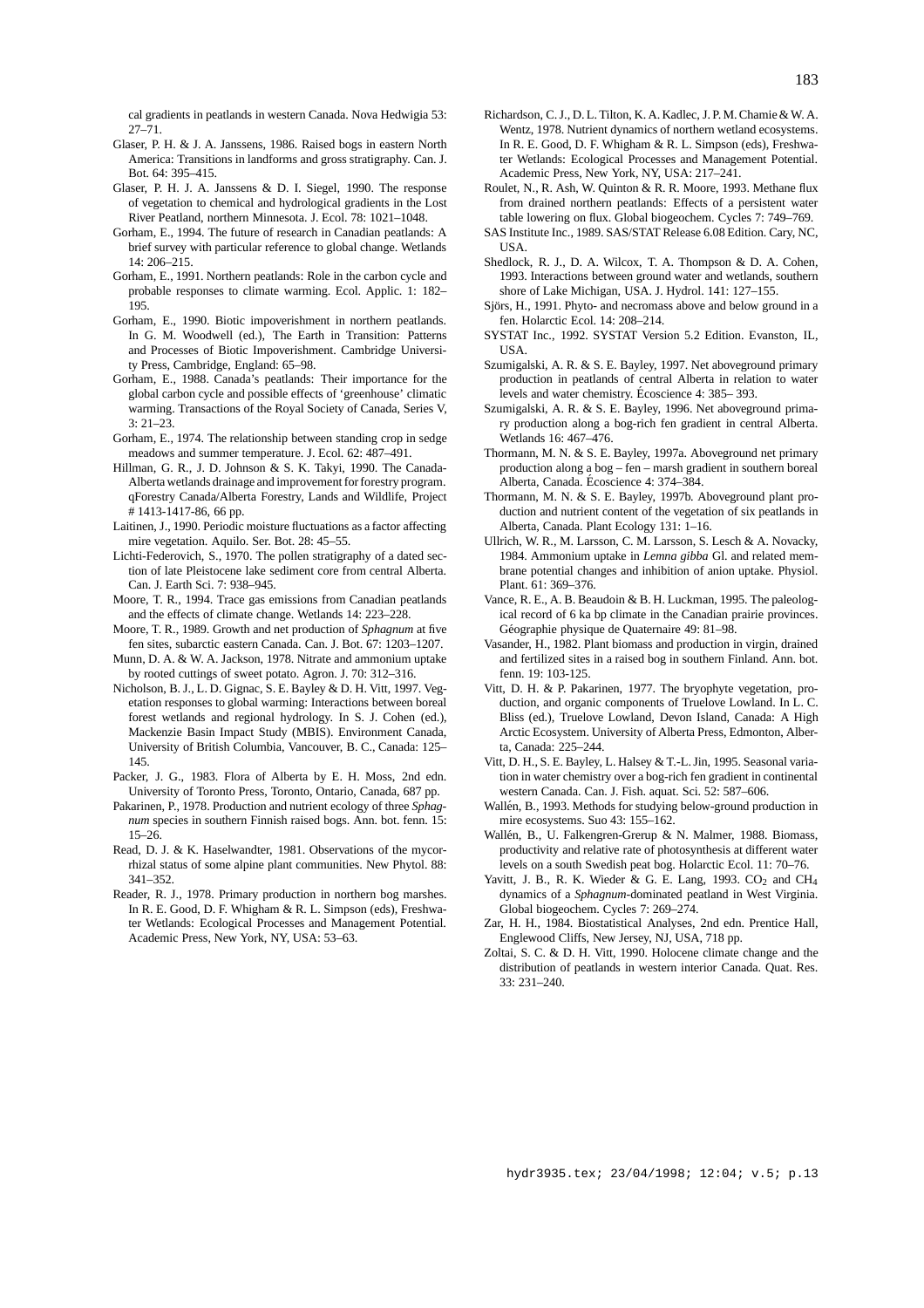cal gradients in peatlands in western Canada. Nova Hedwigia 53: 27–71.

Glaser, P. H. & J. A. Janssens, 1986. Raised bogs in eastern North America: Transitions in landforms and gross stratigraphy. Can. J. Bot. 64: 395–415.

Glaser, P. H. J. A. Janssens & D. I. Siegel, 1990. The response of vegetation to chemical and hydrological gradients in the Lost River Peatland, northern Minnesota. J. Ecol. 78: 1021–1048.

Gorham, E., 1994. The future of research in Canadian peatlands: A brief survey with particular reference to global change. Wetlands 14: 206–215.

Gorham, E., 1991. Northern peatlands: Role in the carbon cycle and probable responses to climate warming. Ecol. Applic. 1: 182–195.

Gorham, E., 1990. Biotic impoverishment in northern peatlands. In G. M. Woodwell (ed.), The Earth in Transition: Patterns and Processes of Biotic Impoverishment. Cambridge University Press, Cambridge, England: 65–98.

Gorham, E., 1988. Canada's peatlands: Their importance for the global carbon cycle and possible effects of 'greenhouse' climatic warming. Transactions of the Royal Society of Canada, Series V, 3: 21–23.

Gorham, E., 1974. The relationship between standing crop in sedge meadows and summer temperature. J. Ecol. 62: 487–491.

Hillman, G. R., J. D. Johnson & S. K. Takyi, 1990. The Canada-Alberta wetlands drainage and improvement for forestry program. qForestry Canada/Alberta Forestry, Lands and Wildlife, Project # 1413-1417-86, 66 pp.

Laitinen, J., 1990. Periodic moisture fluctuations as a factor affecting mire vegetation. Aquilo. Ser. Bot. 28: 45–55.

Lichti-Federovich, S., 1970. The pollen stratigraphy of a dated section of late Pleistocene lake sediment core from central Alberta. Can. J. Earth Sci. 7: 938–945.

Moore, T. R., 1994. Trace gas emissions from Canadian peatlands and the effects of climate change. Wetlands 14: 223–228.

Moore, T. R., 1989. Growth and net production of *Sphagnum* at five fen sites, subarctic eastern Canada. Can. J. Bot. 67: 1203–1207.

Munn, D. A. & W. A. Jackson, 1978. Nitrate and ammonium uptake by rooted cuttings of sweet potato. Agron. J. 70: 312–316.

Nicholson, B. J., L. D. Gignac, S. E. Bayley & D. H. Vitt, 1997. Vegetation responses to global warming: Interactions between boreal forest wetlands and regional hydrology. In S. J. Cohen (ed.), Mackenzie Basin Impact Study (MBIS). Environment Canada, University of British Columbia, Vancouver, B. C., Canada: 125–145.

Packer, J. G., 1983. Flora of Alberta by E. H. Moss, 2nd edn. University of Toronto Press, Toronto, Ontario, Canada, 687 pp.

Pakarinen, P., 1978. Production and nutrient ecology of three *Sphagnum* species in southern Finnish raised bogs. Ann. bot. fenn. 15: 15–26.

Read, D. J. & K. Haselwandter, 1981. Observations of the mycorrhizal status of some alpine plant communities. New Phytol. 88: 341–352.

Reader, R. J., 1978. Primary production in northern bog marshes. In R. E. Good, D. F. Whigham & R. L. Simpson (eds), Freshwater Wetlands: Ecological Processes and Management Potential. Academic Press, New York, NY, USA: 53–63.

Richardson, C. J., D. L. Tilton, K. A. Kadlec, J. P. M. Chamie & W. A. Wentz, 1978. Nutrient dynamics of northern wetland ecosystems. In R. E. Good, D. F. Whigham & R. L. Simpson (eds), Freshwater Wetlands: Ecological Processes and Management Potential. Academic Press, New York, NY, USA: 217–241.

Roulet, N., R. Ash, W. Quinton & R. R. Moore, 1993. Methane flux from drained northern peatlands: Effects of a persistent water table lowering on flux. Global biogeochem. Cycles 7: 749–769.

SAS Institute Inc., 1989. SAS/STAT Release 6.08 Edition. Cary, NC, USA.

Shedlock, R. J., D. A. Wilcox, T. A. Thompson & D. A. Cohen, 1993. Interactions between ground water and wetlands, southern shore of Lake Michigan, USA. J. Hydrol. 141: 127–155.

Sjörs, H., 1991. Phyto- and necromass above and below ground in a fen. Holarctic Ecol. 14: 208–214.

SYSTAT Inc., 1992. SYSTAT Version 5.2 Edition. Evanston, IL, USA.

Szumigalski, A. R. & S. E. Bayley, 1997. Net aboveground primary production in peatlands of central Alberta in relation to water levels and water chemistry. Écoscience 4: 385– 393.

Szumigalski, A. R. & S. E. Bayley, 1996. Net aboveground primary production along a bog-rich fen gradient in central Alberta. Wetlands 16: 467–476.

Thormann, M. N. & S. E. Bayley, 1997a. Aboveground net primary production along a bog – fen – marsh gradient in southern boreal Alberta, Canada. Écoscience 4: 374–384.

Thormann, M. N. & S. E. Bayley, 1997b. Aboveground plant production and nutrient content of the vegetation of six peatlands in Alberta, Canada. Plant Ecology 131: 1–16.

Ullrich, W. R., M. Larsson, C. M. Larsson, S. Lesch & A. Novacky, 1984. Ammonium uptake in *Lemna gibba* Gl. and related membrane potential changes and inhibition of anion uptake. Physiol. Plant. 61: 369–376.

Vance, R. E., A. B. Beaudoin & B. H. Luckman, 1995. The paleological record of 6 ka bp climate in the Canadian prairie provinces. Géographie physique de Quaternaire 49: 81–98.

Vasander, H., 1982. Plant biomass and production in virgin, drained and fertilized sites in a raised bog in southern Finland. Ann. bot. fenn. 19: 103-125.

Vitt, D. H. & P. Pakarinen, 1977. The bryophyte vegetation, production, and organic components of Truelove Lowland. In L. C. Bliss (ed.), Truelove Lowland, Devon Island, Canada: A High Arctic Ecosystem. University of Alberta Press, Edmonton, Alberta, Canada: 225–244.

Vitt, D. H., S. E. Bayley, L. Halsey & T.-L. Jin, 1995. Seasonal variation in water chemistry over a bog-rich fen gradient in continental western Canada. Can. J. Fish. aquat. Sci. 52: 587–606.

Wallén, B., 1993. Methods for studying below-ground production in mire ecosystems. Suo 43: 155–162.

Wallén, B., U. Falkengren-Grerup & N. Malmer, 1988. Biomass, productivity and relative rate of photosynthesis at different water levels on a south Swedish peat bog. Holarctic Ecol. 11: 70–76.

Yavitt, J. B., R. K. Wieder & G. E. Lang, 1993. $CO_2$ and $CH_4$ dynamics of a *Sphagnum*-dominated peatland in West Virginia. Global biogeochem. Cycles 7: 269–274.

Zar, H. H., 1984. Biostatistical Analyses, 2nd edn. Prentice Hall, Englewood Cliffs, New Jersey, NJ, USA, 718 pp.

Zoltai, S. C. & D. H. Vitt, 1990. Holocene climate change and the distribution of peatlands in western interior Canada. Quat. Res. 33: 231–240.